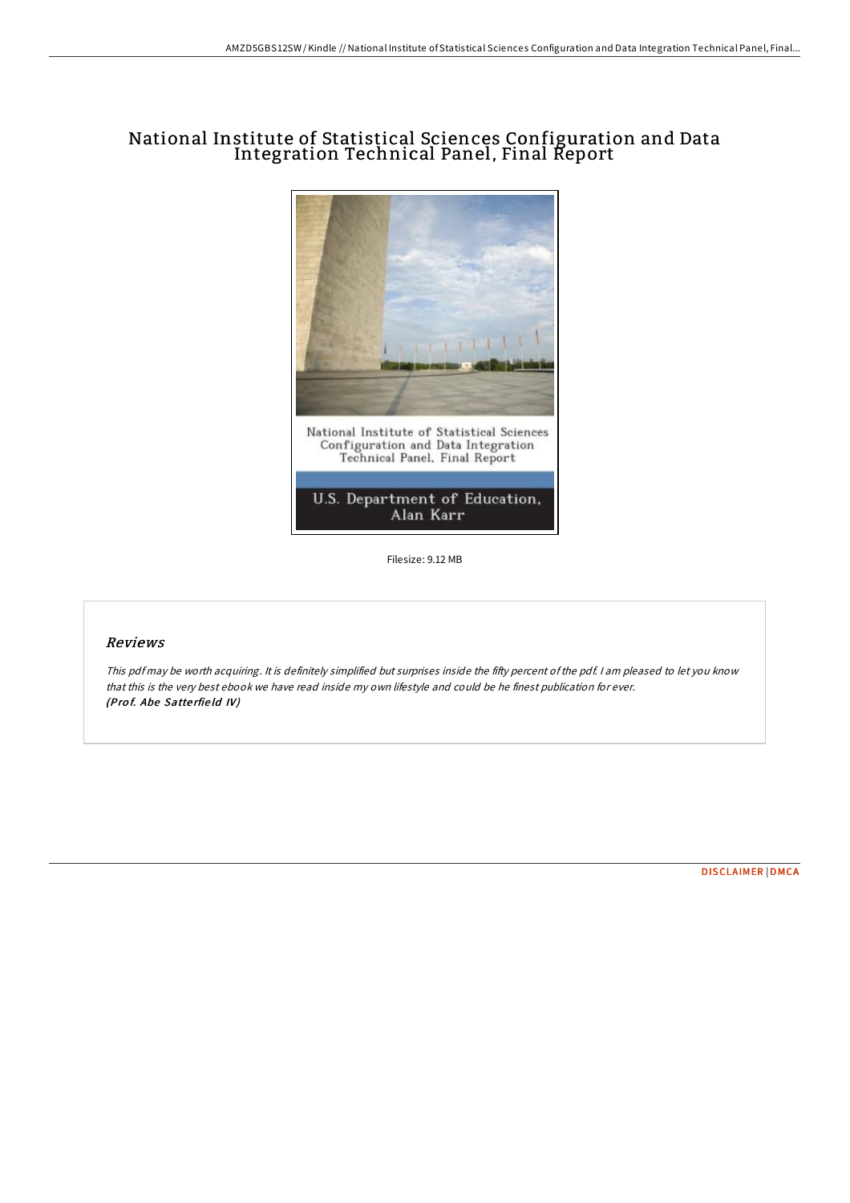# National Institute of Statistical Sciences Configuration and Data Integration Technical Panel, Final Report

Filesize: 9.12 MB

## *Reviews*

*This pdf may be worth acquiring. It is definitely simplified but surprises inside the fifty percent of the pdf. I am pleased to let you know that this is the very best ebook we have read inside my own lifestyle and could be he finest publication for ever.*
***(Prof. Abe Satterfield IV)***

DISCLAIMER | DMCA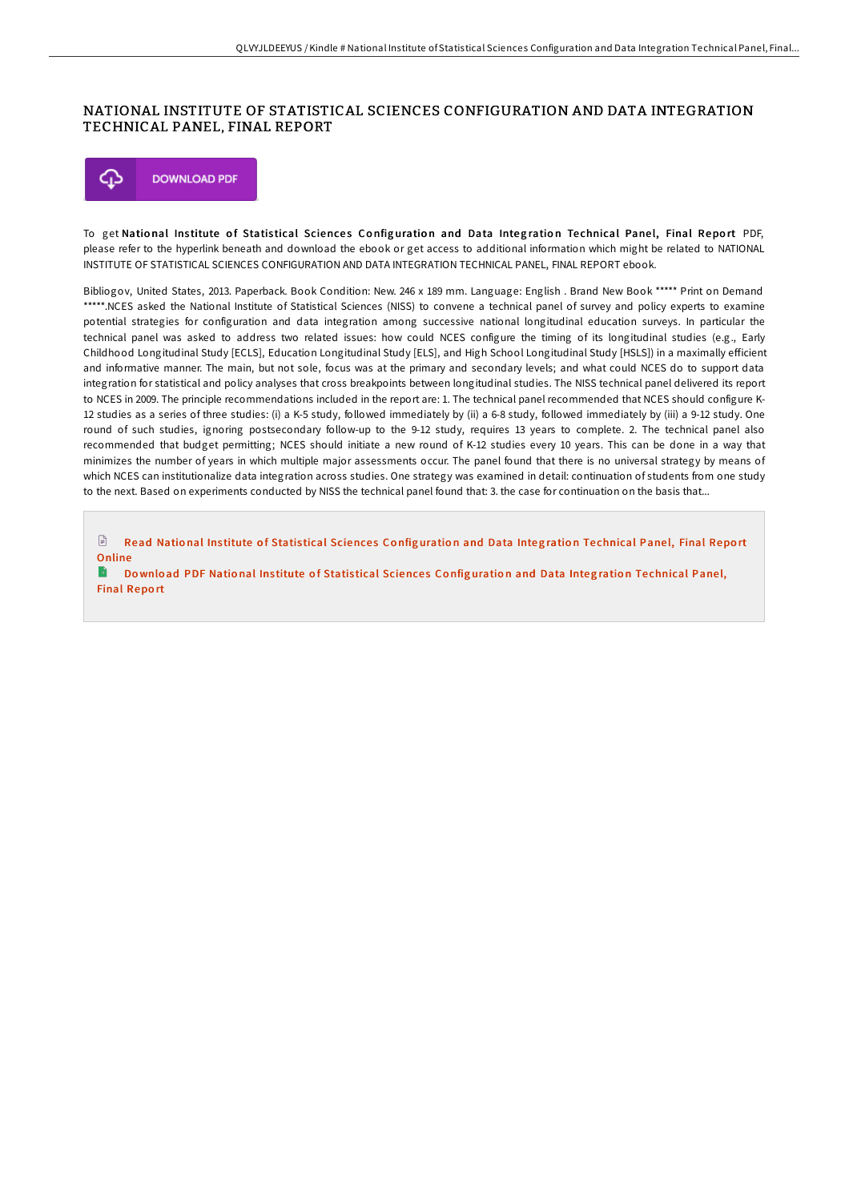# NATIONAL INSTITUTE OF STATISTICAL SCIENCES CONFIGURATION AND DATA INTEGRATION TECHNICAL PANEL, FINAL REPORT

DOWNLOAD PDF

To get **National Institute of Statistical Sciences Configuration and Data Integration Technical Panel, Final Report** PDF, please refer to the hyperlink beneath and download the ebook or get access to additional information which might be related to NATIONAL INSTITUTE OF STATISTICAL SCIENCES CONFIGURATION AND DATA INTEGRATION TECHNICAL PANEL, FINAL REPORT ebook.

Bibliogov, United States, 2013. Paperback. Book Condition: New. 246 x 189 mm. Language: English . Brand New Book ***** Print on Demand *****.NCES asked the National Institute of Statistical Sciences (NISS) to convene a technical panel of survey and policy experts to examine potential strategies for configuration and data integration among successive national longitudinal education surveys. In particular the technical panel was asked to address two related issues: how could NCES configure the timing of its longitudinal studies (e.g., Early Childhood Longitudinal Study [ECLS], Education Longitudinal Study [ELS], and High School Longitudinal Study [HSLS]) in a maximally efficient and informative manner. The main, but not sole, focus was at the primary and secondary levels; and what could NCES do to support data integration for statistical and policy analyses that cross breakpoints between longitudinal studies. The NISS technical panel delivered its report to NCES in 2009. The principle recommendations included in the report are: 1. The technical panel recommended that NCES should configure K-12 studies as a series of three studies: (i) a K-5 study, followed immediately by (ii) a 6-8 study, followed immediately by (iii) a 9-12 study. One round of such studies, ignoring postsecondary follow-up to the 9-12 study, requires 13 years to complete. 2. The technical panel also recommended that budget permitting; NCES should initiate a new round of K-12 studies every 10 years. This can be done in a way that minimizes the number of years in which multiple major assessments occur. The panel found that there is no universal strategy by means of which NCES can institutionalize data integration across studies. One strategy was examined in detail: continuation of students from one study to the next. Based on experiments conducted by NISS the technical panel found that: 3. the case for continuation on the basis that...

Read National Institute of Statistical Sciences Configuration and Data Integration Technical Panel, Final Report Online

Download PDF National Institute of Statistical Sciences Configuration and Data Integration Technical Panel, Final Report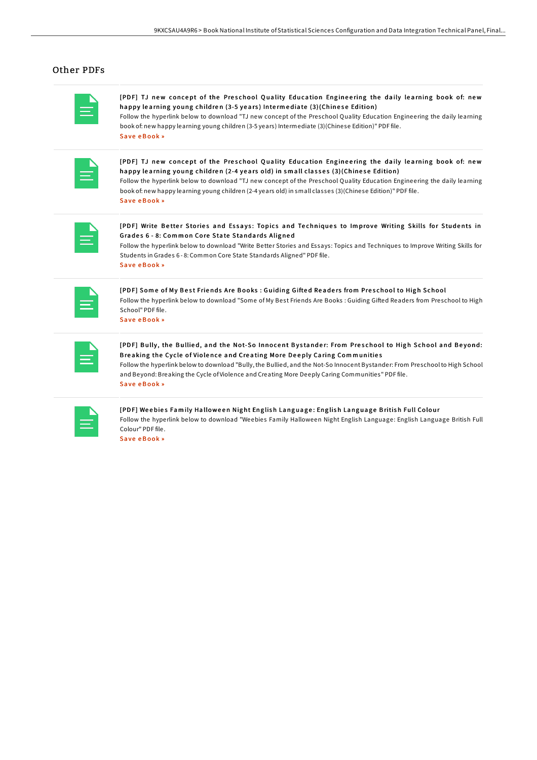## Other PDFs

[PDF] TJ new concept of the Preschool Quality Education Engineering the daily learning book of: new happy learning young children (3-5 years) Intermediate (3)(Chinese Edition)

Follow the hyperlink below to download "TJ new concept of the Preschool Quality Education Engineering the daily learning book of: new happy learning young children (3-5 years) Intermediate (3)(Chinese Edition)" PDF file.

Save eBook »

[PDF] TJ new concept of the Preschool Quality Education Engineering the daily learning book of: new happy learning young children (2-4 years old) in small classes (3)(Chinese Edition)

Follow the hyperlink below to download "TJ new concept of the Preschool Quality Education Engineering the daily learning book of: new happy learning young children (2-4 years old) in small classes (3)(Chinese Edition)" PDF file.

Save eBook »

[PDF] Write Better Stories and Essays: Topics and Techniques to Improve Writing Skills for Students in Grades 6 - 8: Common Core State Standards Aligned

Follow the hyperlink below to download "Write Better Stories and Essays: Topics and Techniques to Improve Writing Skills for Students in Grades 6 - 8: Common Core State Standards Aligned" PDF file.

Save eBook »

[PDF] Some of My Best Friends Are Books : Guiding Gifted Readers from Preschool to High School

Follow the hyperlink below to download "Some of My Best Friends Are Books : Guiding Gifted Readers from Preschool to High School" PDF file.

Save eBook »

[PDF] Bully, the Bullied, and the Not-So Innocent Bystander: From Preschool to High School and Beyond: Breaking the Cycle of Violence and Creating More Deeply Caring Communities

Follow the hyperlink below to download "Bully, the Bullied, and the Not-So Innocent Bystander: From Preschool to High School and Beyond: Breaking the Cycle of Violence and Creating More Deeply Caring Communities" PDF file.

Save eBook »

[PDF] Weebies Family Halloween Night English Language: English Language British Full Colour

Follow the hyperlink below to download "Weebies Family Halloween Night English Language: English Language British Full Colour" PDF file.

Save eBook »